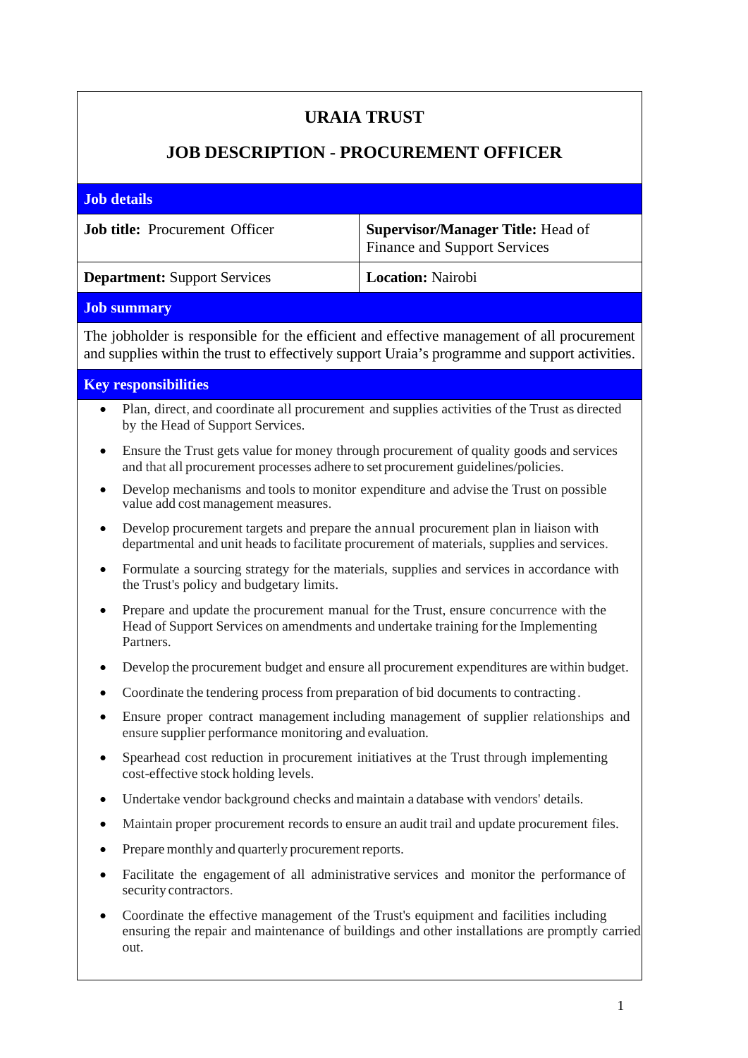# URAIA TRUST

## JOB DESCRIPTION - PROCUREMENT OFFICER

### Job details

| **Job title:** Procurement Officer | **Supervisor/Manager Title:** Head of Finance and Support Services |
|---|---|
| **Department:** Support Services | **Location:** Nairobi |

### Job summary

The jobholder is responsible for the efficient and effective management of all procurement and supplies within the trust to effectively support Uraia's programme and support activities.

### Key responsibilities

- Plan, direct, and coordinate all procurement and supplies activities of the Trust as directed by the Head of Support Services.
- Ensure the Trust gets value for money through procurement of quality goods and services and that all procurement processes adhere to set procurement guidelines/policies.
- Develop mechanisms and tools to monitor expenditure and advise the Trust on possible value add cost management measures.
- Develop procurement targets and prepare the annual procurement plan in liaison with departmental and unit heads to facilitate procurement of materials, supplies and services.
- Formulate a sourcing strategy for the materials, supplies and services in accordance with the Trust's policy and budgetary limits.
- Prepare and update the procurement manual for the Trust, ensure concurrence with the Head of Support Services on amendments and undertake training for the Implementing Partners.
- Develop the procurement budget and ensure all procurement expenditures are within budget.
- Coordinate the tendering process from preparation of bid documents to contracting.
- Ensure proper contract management including management of supplier relationships and ensure supplier performance monitoring and evaluation.
- Spearhead cost reduction in procurement initiatives at the Trust through implementing cost-effective stock holding levels.
- Undertake vendor background checks and maintain a database with vendors' details.
- Maintain proper procurement records to ensure an audit trail and update procurement files.
- Prepare monthly and quarterly procurement reports.
- Facilitate the engagement of all administrative services and monitor the performance of security contractors.
- Coordinate the effective management of the Trust's equipment and facilities including ensuring the repair and maintenance of buildings and other installations are promptly carried out.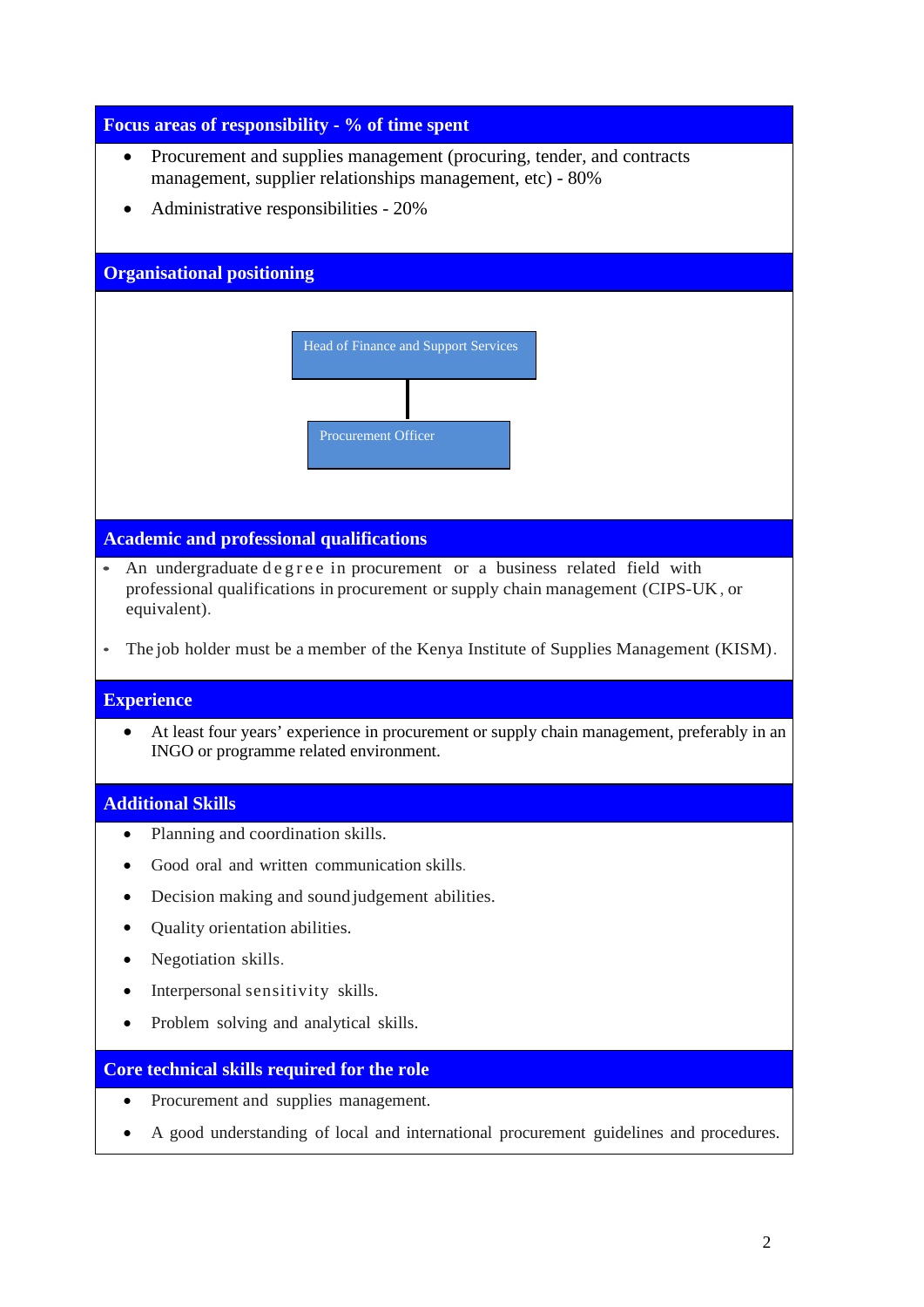## Focus areas of responsibility - % of time spent

- Procurement and supplies management (procuring, tender, and contracts management, supplier relationships management, etc) - 80%
- Administrative responsibilities - 20%

## Organisational positioning

Head of Finance and Support Services

Procurement Officer

## Academic and professional qualifications

- An undergraduate degree in procurement or a business related field with professional qualifications in procurement or supply chain management (CIPS-UK, or equivalent).
- The job holder must be a member of the Kenya Institute of Supplies Management (KISM).

## Experience

- At least four years' experience in procurement or supply chain management, preferably in an INGO or programme related environment.

## Additional Skills

- Planning and coordination skills.
- Good oral and written communication skills.
- Decision making and sound judgement abilities.
- Quality orientation abilities.
- Negotiation skills.
- Interpersonal sensitivity skills.
- Problem solving and analytical skills.

## Core technical skills required for the role

- Procurement and supplies management.
- A good understanding of local and international procurement guidelines and procedures.